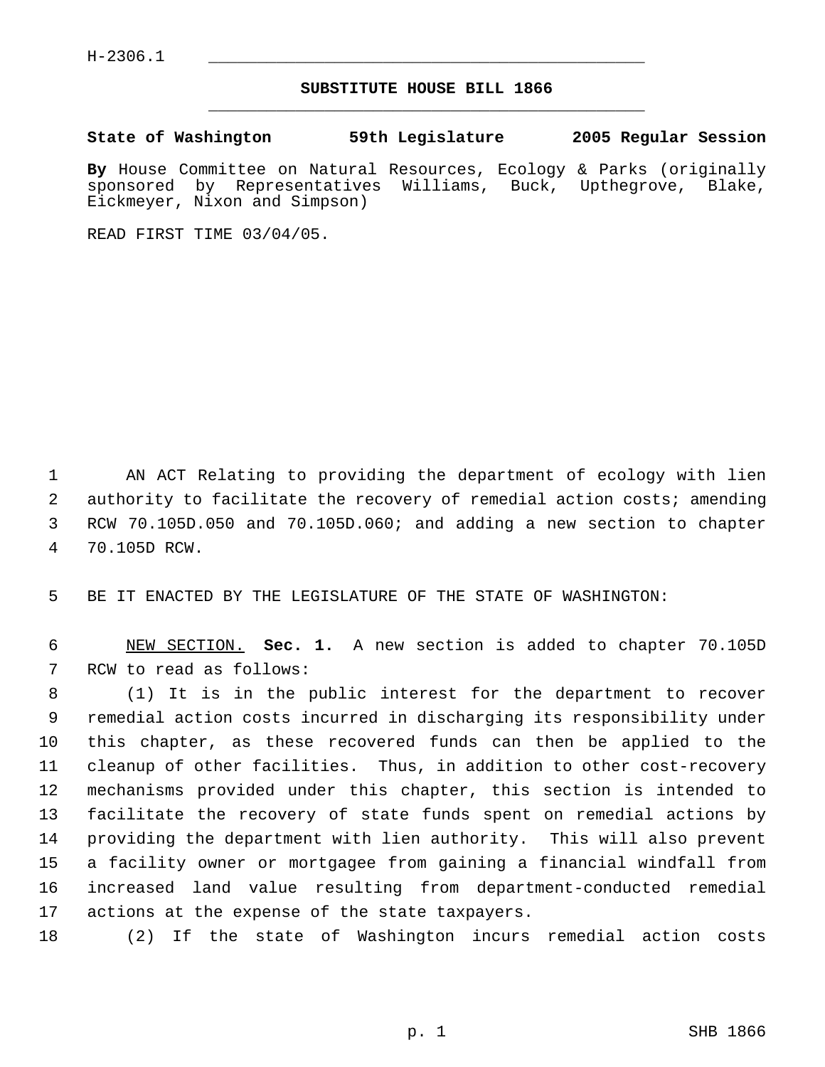H-2306.1

# SUBSTITUTE HOUSE BILL 1866

**State of Washington 59th Legislature 2005 Regular Session**

**By** House Committee on Natural Resources, Ecology & Parks (originally sponsored by Representatives Williams, Buck, Upthegrove, Blake, Eickmeyer, Nixon and Simpson)

READ FIRST TIME 03/04/05.

AN ACT Relating to providing the department of ecology with lien authority to facilitate the recovery of remedial action costs; amending RCW 70.105D.050 and 70.105D.060; and adding a new section to chapter 70.105D RCW.

BE IT ENACTED BY THE LEGISLATURE OF THE STATE OF WASHINGTON:

NEW SECTION. **Sec. 1.** A new section is added to chapter 70.105D RCW to read as follows:

(1) It is in the public interest for the department to recover remedial action costs incurred in discharging its responsibility under this chapter, as these recovered funds can then be applied to the cleanup of other facilities. Thus, in addition to other cost-recovery mechanisms provided under this chapter, this section is intended to facilitate the recovery of state funds spent on remedial actions by providing the department with lien authority. This will also prevent a facility owner or mortgagee from gaining a financial windfall from increased land value resulting from department-conducted remedial actions at the expense of the state taxpayers.

(2) If the state of Washington incurs remedial action costs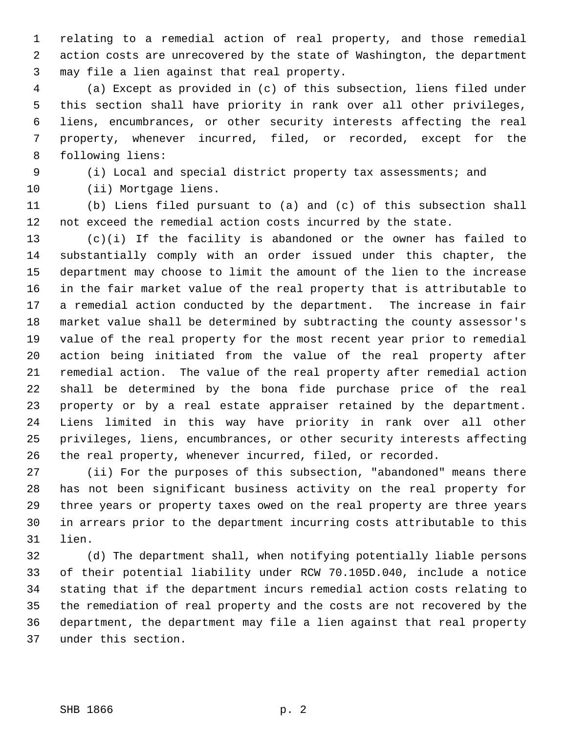relating to a remedial action of real property, and those remedial action costs are unrecovered by the state of Washington, the department may file a lien against that real property.

(a) Except as provided in (c) of this subsection, liens filed under this section shall have priority in rank over all other privileges, liens, encumbrances, or other security interests affecting the real property, whenever incurred, filed, or recorded, except for the following liens:

(i) Local and special district property tax assessments; and

(ii) Mortgage liens.

(b) Liens filed pursuant to (a) and (c) of this subsection shall not exceed the remedial action costs incurred by the state.

(c)(i) If the facility is abandoned or the owner has failed to substantially comply with an order issued under this chapter, the department may choose to limit the amount of the lien to the increase in the fair market value of the real property that is attributable to a remedial action conducted by the department. The increase in fair market value shall be determined by subtracting the county assessor's value of the real property for the most recent year prior to remedial action being initiated from the value of the real property after remedial action. The value of the real property after remedial action shall be determined by the bona fide purchase price of the real property or by a real estate appraiser retained by the department. Liens limited in this way have priority in rank over all other privileges, liens, encumbrances, or other security interests affecting the real property, whenever incurred, filed, or recorded.

(ii) For the purposes of this subsection, "abandoned" means there has not been significant business activity on the real property for three years or property taxes owed on the real property are three years in arrears prior to the department incurring costs attributable to this lien.

(d) The department shall, when notifying potentially liable persons of their potential liability under RCW 70.105D.040, include a notice stating that if the department incurs remedial action costs relating to the remediation of real property and the costs are not recovered by the department, the department may file a lien against that real property under this section.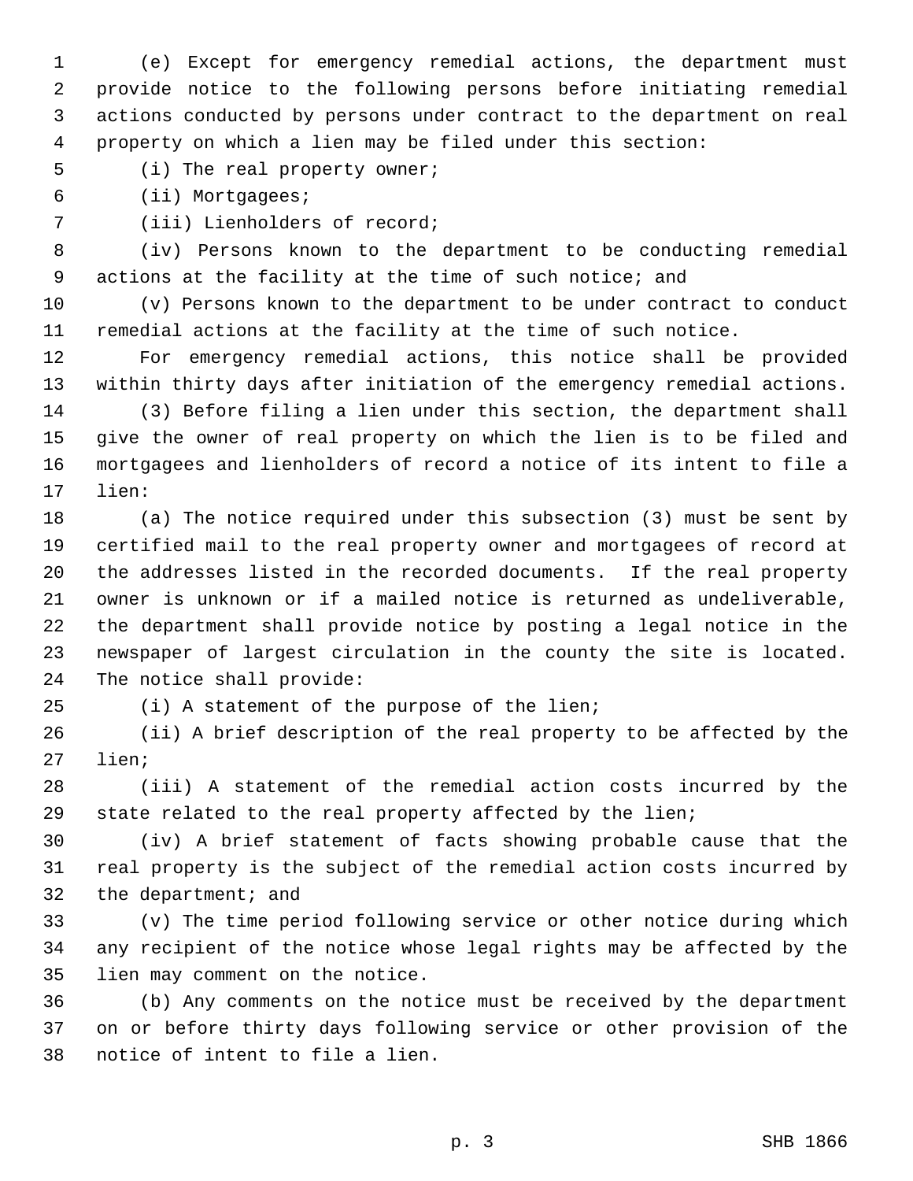(e) Except for emergency remedial actions, the department must provide notice to the following persons before initiating remedial actions conducted by persons under contract to the department on real property on which a lien may be filed under this section:

(i) The real property owner;

(ii) Mortgagees;

(iii) Lienholders of record;

(iv) Persons known to the department to be conducting remedial actions at the facility at the time of such notice; and

(v) Persons known to the department to be under contract to conduct remedial actions at the facility at the time of such notice.

For emergency remedial actions, this notice shall be provided within thirty days after initiation of the emergency remedial actions.

(3) Before filing a lien under this section, the department shall give the owner of real property on which the lien is to be filed and mortgagees and lienholders of record a notice of its intent to file a lien:

(a) The notice required under this subsection (3) must be sent by certified mail to the real property owner and mortgagees of record at the addresses listed in the recorded documents. If the real property owner is unknown or if a mailed notice is returned as undeliverable, the department shall provide notice by posting a legal notice in the newspaper of largest circulation in the county the site is located. The notice shall provide:

(i) A statement of the purpose of the lien;

(ii) A brief description of the real property to be affected by the lien;

(iii) A statement of the remedial action costs incurred by the state related to the real property affected by the lien;

(iv) A brief statement of facts showing probable cause that the real property is the subject of the remedial action costs incurred by the department; and

(v) The time period following service or other notice during which any recipient of the notice whose legal rights may be affected by the lien may comment on the notice.

(b) Any comments on the notice must be received by the department on or before thirty days following service or other provision of the notice of intent to file a lien.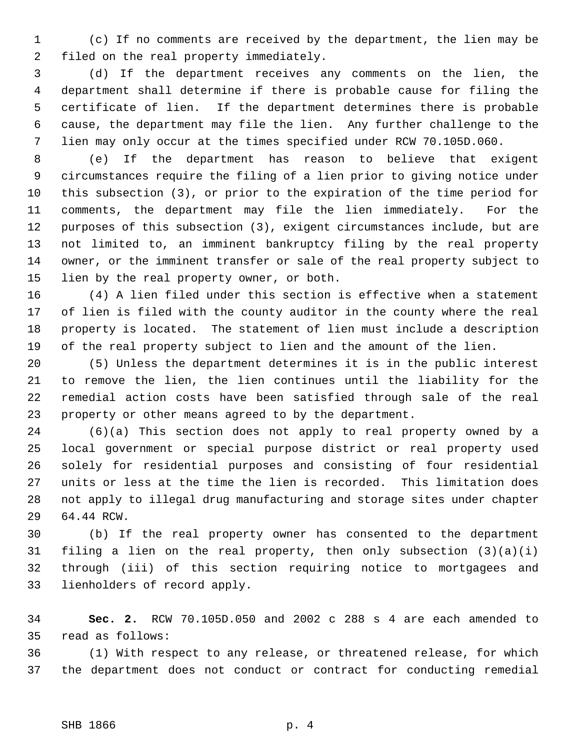(c) If no comments are received by the department, the lien may be filed on the real property immediately.

(d) If the department receives any comments on the lien, the department shall determine if there is probable cause for filing the certificate of lien. If the department determines there is probable cause, the department may file the lien. Any further challenge to the lien may only occur at the times specified under RCW 70.105D.060.

(e) If the department has reason to believe that exigent circumstances require the filing of a lien prior to giving notice under this subsection (3), or prior to the expiration of the time period for comments, the department may file the lien immediately. For the purposes of this subsection (3), exigent circumstances include, but are not limited to, an imminent bankruptcy filing by the real property owner, or the imminent transfer or sale of the real property subject to lien by the real property owner, or both.

(4) A lien filed under this section is effective when a statement of lien is filed with the county auditor in the county where the real property is located. The statement of lien must include a description of the real property subject to lien and the amount of the lien.

(5) Unless the department determines it is in the public interest to remove the lien, the lien continues until the liability for the remedial action costs have been satisfied through sale of the real property or other means agreed to by the department.

(6)(a) This section does not apply to real property owned by a local government or special purpose district or real property used solely for residential purposes and consisting of four residential units or less at the time the lien is recorded. This limitation does not apply to illegal drug manufacturing and storage sites under chapter 64.44 RCW.

(b) If the real property owner has consented to the department filing a lien on the real property, then only subsection (3)(a)(i) through (iii) of this section requiring notice to mortgagees and lienholders of record apply.

**Sec. 2.** RCW 70.105D.050 and 2002 c 288 s 4 are each amended to read as follows:

(1) With respect to any release, or threatened release, for which the department does not conduct or contract for conducting remedial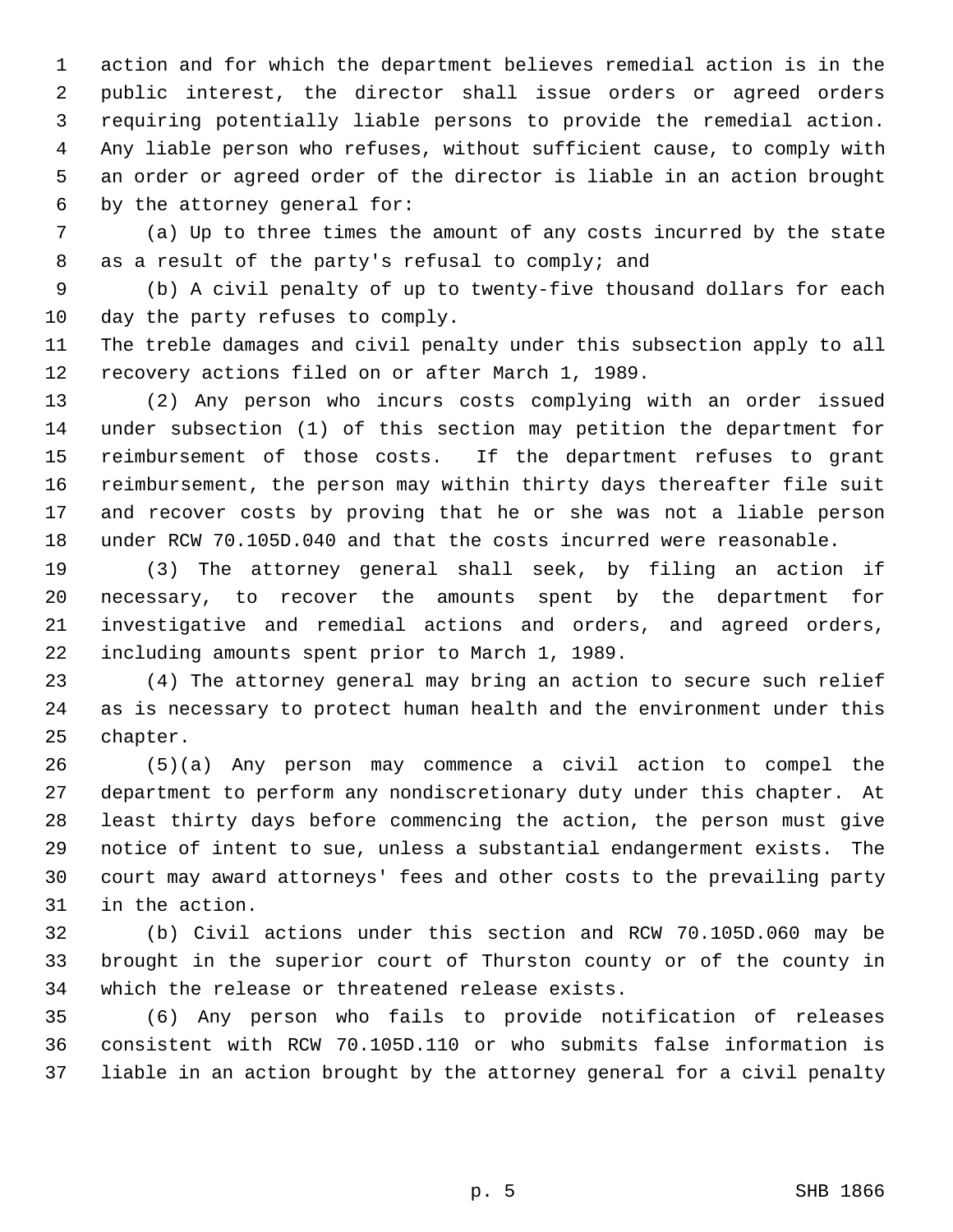action and for which the department believes remedial action is in the public interest, the director shall issue orders or agreed orders requiring potentially liable persons to provide the remedial action. Any liable person who refuses, without sufficient cause, to comply with an order or agreed order of the director is liable in an action brought by the attorney general for:

(a) Up to three times the amount of any costs incurred by the state as a result of the party's refusal to comply; and

(b) A civil penalty of up to twenty-five thousand dollars for each day the party refuses to comply.

The treble damages and civil penalty under this subsection apply to all recovery actions filed on or after March 1, 1989.

(2) Any person who incurs costs complying with an order issued under subsection (1) of this section may petition the department for reimbursement of those costs. If the department refuses to grant reimbursement, the person may within thirty days thereafter file suit and recover costs by proving that he or she was not a liable person under RCW 70.105D.040 and that the costs incurred were reasonable.

(3) The attorney general shall seek, by filing an action if necessary, to recover the amounts spent by the department for investigative and remedial actions and orders, and agreed orders, including amounts spent prior to March 1, 1989.

(4) The attorney general may bring an action to secure such relief as is necessary to protect human health and the environment under this chapter.

(5)(a) Any person may commence a civil action to compel the department to perform any nondiscretionary duty under this chapter. At least thirty days before commencing the action, the person must give notice of intent to sue, unless a substantial endangerment exists. The court may award attorneys' fees and other costs to the prevailing party in the action.

(b) Civil actions under this section and RCW 70.105D.060 may be brought in the superior court of Thurston county or of the county in which the release or threatened release exists.

(6) Any person who fails to provide notification of releases consistent with RCW 70.105D.110 or who submits false information is liable in an action brought by the attorney general for a civil penalty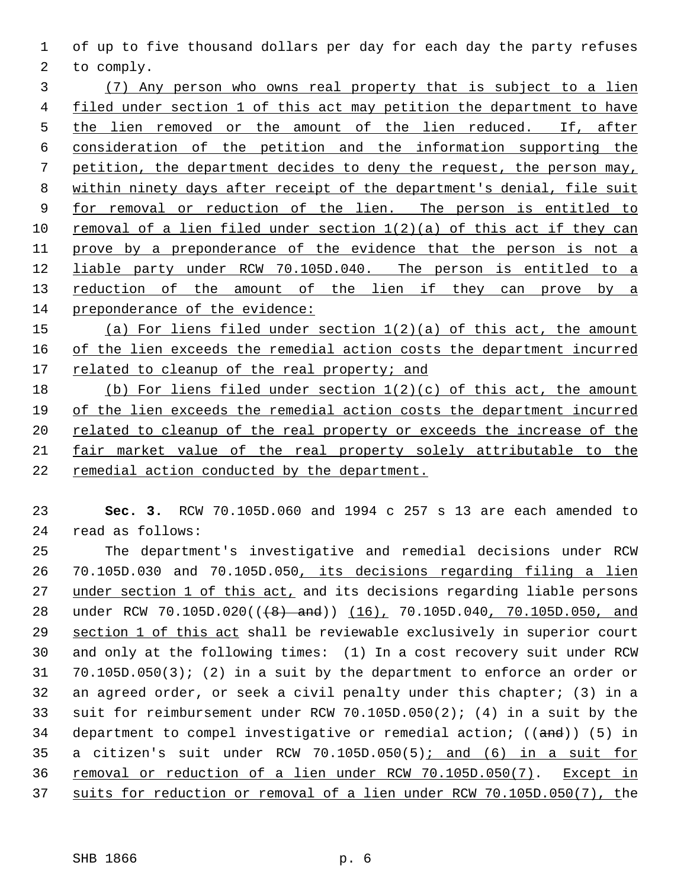of up to five thousand dollars per day for each day the party refuses to comply.

<u>(7) Any person who owns real property that is subject to a lien filed under section 1 of this act may petition the department to have the lien removed or the amount of the lien reduced. If, after consideration of the petition and the information supporting the petition, the department decides to deny the request, the person may, within ninety days after receipt of the department's denial, file suit for removal or reduction of the lien. The person is entitled to removal of a lien filed under section 1(2)(a) of this act if they can prove by a preponderance of the evidence that the person is not a liable party under RCW 70.105D.040. The person is entitled to a reduction of the amount of the lien if they can prove by a preponderance of the evidence:</u>

<u>(a) For liens filed under section 1(2)(a) of this act, the amount of the lien exceeds the remedial action costs the department incurred related to cleanup of the real property; and</u>

<u>(b) For liens filed under section 1(2)(c) of this act, the amount of the lien exceeds the remedial action costs the department incurred related to cleanup of the real property or exceeds the increase of the fair market value of the real property solely attributable to the remedial action conducted by the department.</u>

**Sec. 3.** RCW 70.105D.060 and 1994 c 257 s 13 are each amended to read as follows:

The department's investigative and remedial decisions under RCW 70.105D.030 and 70.105D.050<u>, its decisions regarding filing a lien under section 1 of this act,</u> and its decisions regarding liable persons under RCW 70.105D.020((~~(8) and~~)) <u>(16),</u> 70.105D.040<u>, 70.105D.050, and section 1 of this act</u> shall be reviewable exclusively in superior court and only at the following times: (1) In a cost recovery suit under RCW 70.105D.050(3); (2) in a suit by the department to enforce an order or an agreed order, or seek a civil penalty under this chapter; (3) in a suit for reimbursement under RCW 70.105D.050(2); (4) in a suit by the department to compel investigative or remedial action; ((~~and~~)) (5) in a citizen's suit under RCW 70.105D.050(5)<u>; and (6) in a suit for removal or reduction of a lien under RCW 70.105D.050(7)</u>. <u>Except in suits for reduction or removal of a lien under RCW 70.105D.050(7), t</u>he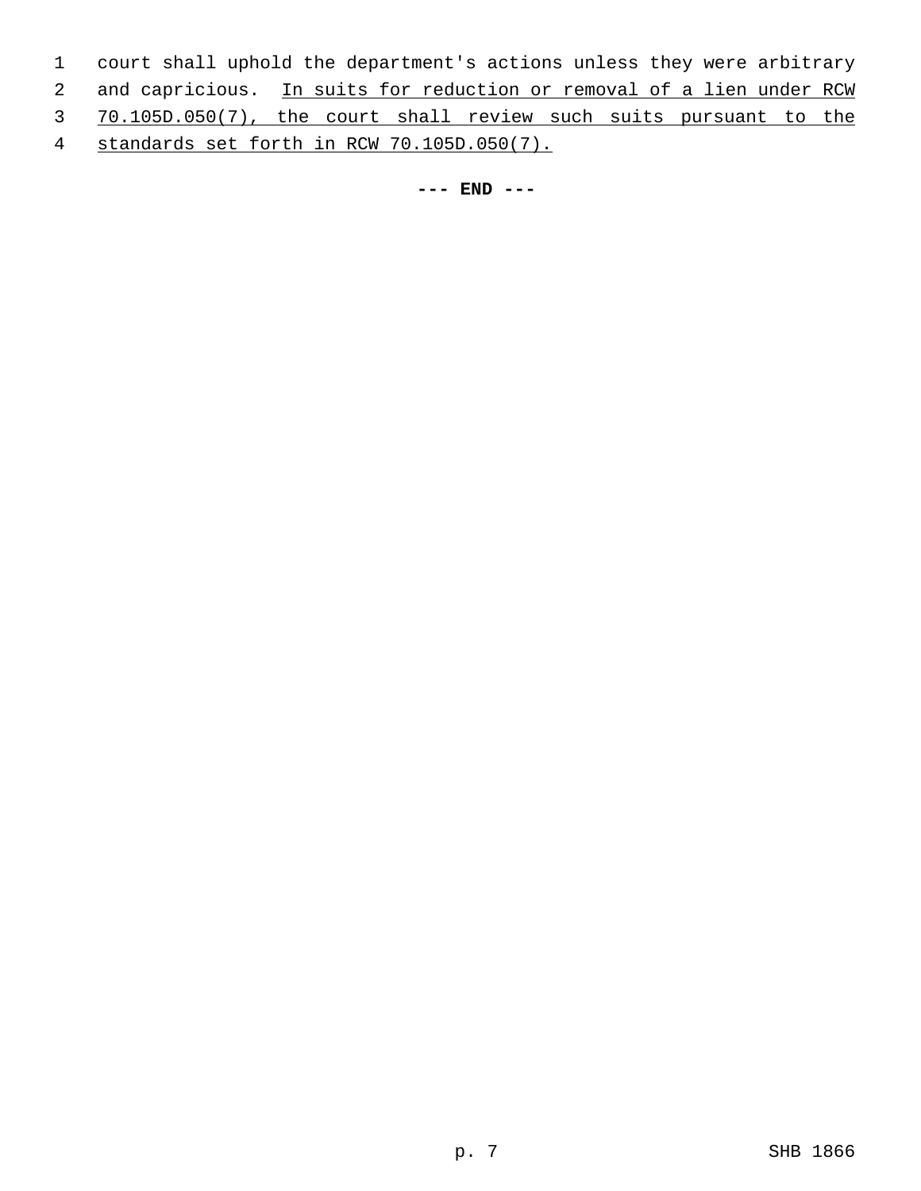court shall uphold the department's actions unless they were arbitrary and capricious. <u>In suits for reduction or removal of a lien under RCW 70.105D.050(7), the court shall review such suits pursuant to the standards set forth in RCW 70.105D.050(7).</u>

**--- END ---**